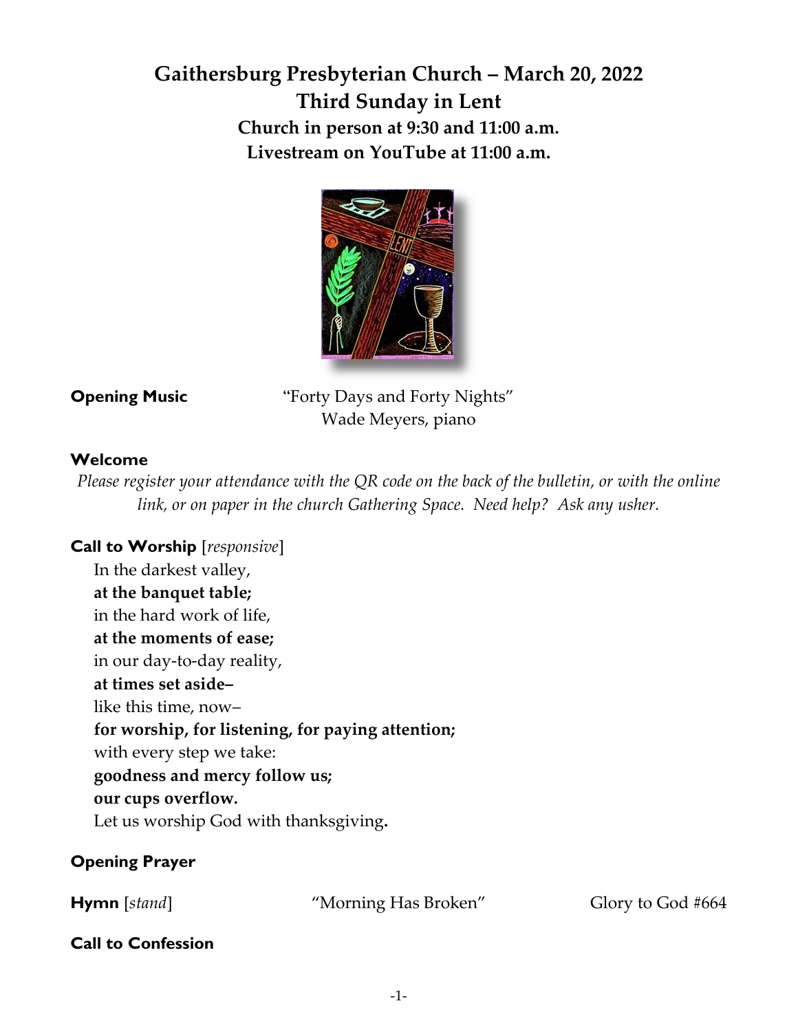# Gaithersburg Presbyterian Church – March 20, 2022
## Third Sunday in Lent
### Church in person at 9:30 and 11:00 a.m.
### Livestream on YouTube at 11:00 a.m.

**Opening Music** "Forty Days and Forty Nights"
Wade Meyers, piano

**Welcome**

*Please register your attendance with the QR code on the back of the bulletin, or with the online link, or on paper in the church Gathering Space. Need help? Ask any usher.*

**Call to Worship** [*responsive*]

In the darkest valley,
**at the banquet table;**
in the hard work of life,
**at the moments of ease;**
in our day-to-day reality,
**at times set aside–**
like this time, now–
**for worship, for listening, for paying attention;**
with every step we take:
**goodness and mercy follow us;**
**our cups overflow.**
Let us worship God with thanksgiving**.**

**Opening Prayer**

**Hymn** [*stand*] "Morning Has Broken" Glory to God #664

**Call to Confession**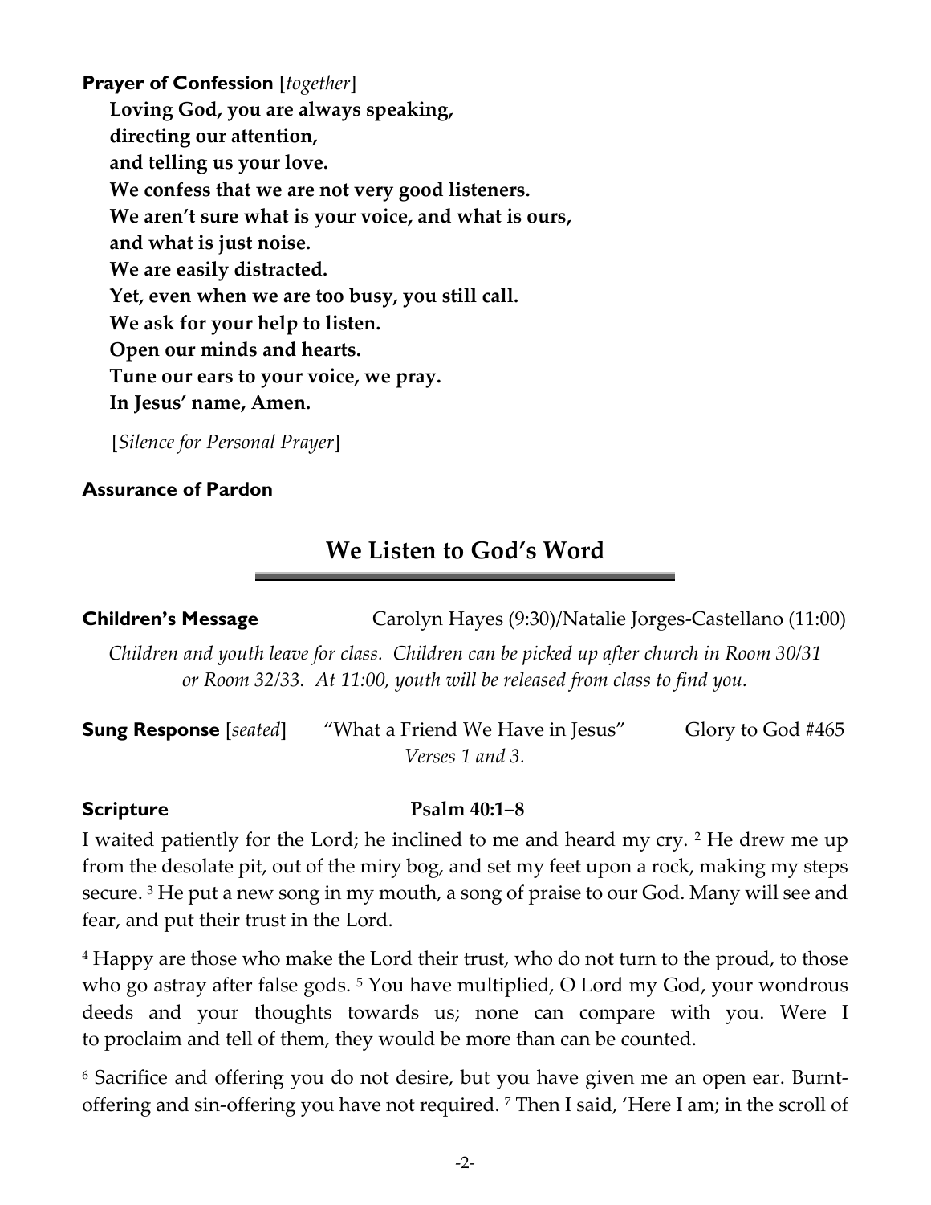**Prayer of Confession** [*together*]

**Loving God, you are always speaking,**
**directing our attention,**
**and telling us your love.**
**We confess that we are not very good listeners.**
**We aren't sure what is your voice, and what is ours,**
**and what is just noise.**
**We are easily distracted.**
**Yet, even when we are too busy, you still call.**
**We ask for your help to listen.**
**Open our minds and hearts.**
**Tune our ears to your voice, we pray.**
**In Jesus' name, Amen.**

[*Silence for Personal Prayer*]

**Assurance of Pardon**

## We Listen to God's Word

**Children's Message** Carolyn Hayes (9:30)/Natalie Jorges-Castellano (11:00)

*Children and youth leave for class. Children can be picked up after church in Room 30/31 or Room 32/33. At 11:00, youth will be released from class to find you.*

**Sung Response** [*seated*] "What a Friend We Have in Jesus" Glory to God #465
*Verses 1 and 3.*

**Scripture** **Psalm 40:1–8**

I waited patiently for the Lord; he inclined to me and heard my cry. [2] He drew me up from the desolate pit, out of the miry bog, and set my feet upon a rock, making my steps secure. [3] He put a new song in my mouth, a song of praise to our God. Many will see and fear, and put their trust in the Lord.

[4] Happy are those who make the Lord their trust, who do not turn to the proud, to those who go astray after false gods. [5] You have multiplied, O Lord my God, your wondrous deeds and your thoughts towards us; none can compare with you. Were I to proclaim and tell of them, they would be more than can be counted.

[6] Sacrifice and offering you do not desire, but you have given me an open ear. Burnt-offering and sin-offering you have not required. [7] Then I said, 'Here I am; in the scroll of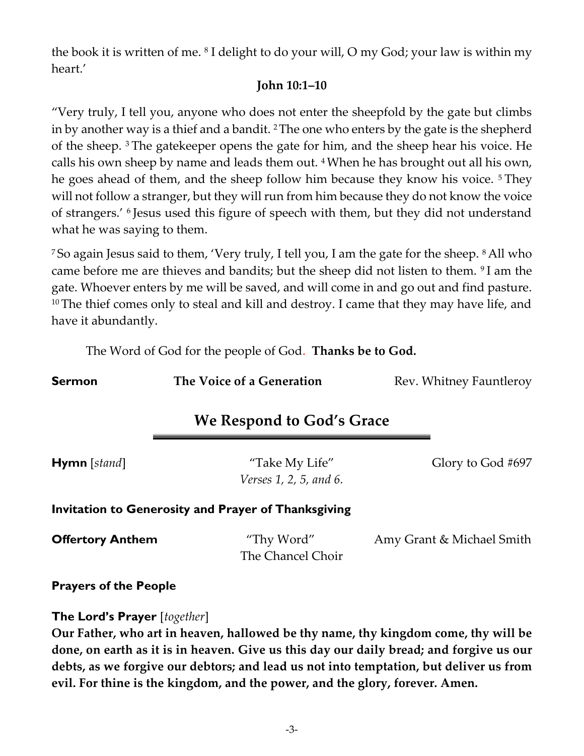the book it is written of me. [8] I delight to do your will, O my God; your law is within my heart.'

**John 10:1–10**

"Very truly, I tell you, anyone who does not enter the sheepfold by the gate but climbs in by another way is a thief and a bandit. [2] The one who enters by the gate is the shepherd of the sheep. [3] The gatekeeper opens the gate for him, and the sheep hear his voice. He calls his own sheep by name and leads them out. [4] When he has brought out all his own, he goes ahead of them, and the sheep follow him because they know his voice. [5] They will not follow a stranger, but they will run from him because they do not know the voice of strangers.' [6] Jesus used this figure of speech with them, but they did not understand what he was saying to them.

[7] So again Jesus said to them, 'Very truly, I tell you, I am the gate for the sheep. [8] All who came before me are thieves and bandits; but the sheep did not listen to them. [9] I am the gate. Whoever enters by me will be saved, and will come in and go out and find pasture. [10] The thief comes only to steal and kill and destroy. I came that they may have life, and have it abundantly.

The Word of God for the people of God. **Thanks be to God.**

**Sermon** **The Voice of a Generation** Rev. Whitney Fauntleroy

## We Respond to God's Grace

**Hymn** [*stand*] "Take My Life" Glory to God #697
*Verses 1, 2, 5, and 6.*

**Invitation to Generosity and Prayer of Thanksgiving**

**Offertory Anthem** "Thy Word" Amy Grant & Michael Smith
The Chancel Choir

**Prayers of the People**

**The Lord's Prayer** [*together*]
**Our Father, who art in heaven, hallowed be thy name, thy kingdom come, thy will be done, on earth as it is in heaven. Give us this day our daily bread; and forgive us our debts, as we forgive our debtors; and lead us not into temptation, but deliver us from evil. For thine is the kingdom, and the power, and the glory, forever. Amen.**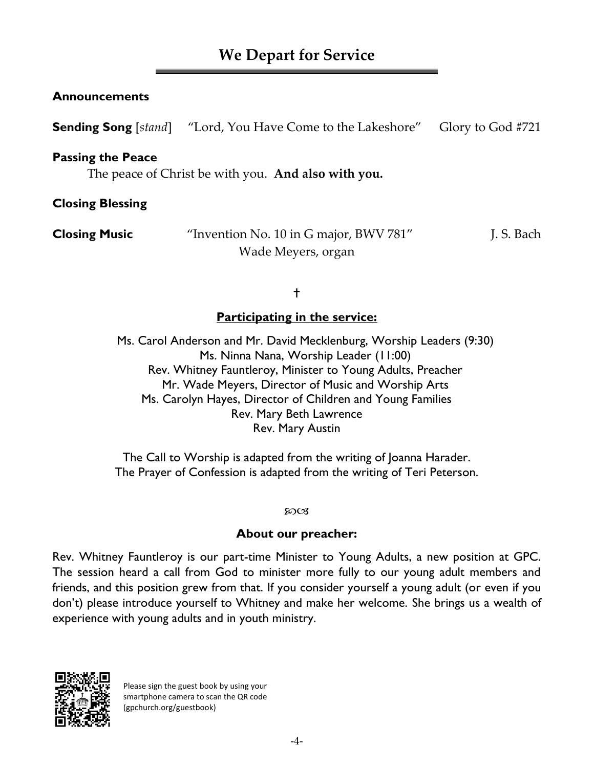# We Depart for Service

**Announcements**

**Sending Song** [*stand*] "Lord, You Have Come to the Lakeshore" Glory to God #721

**Passing the Peace**

The peace of Christ be with you. **And also with you.**

**Closing Blessing**

**Closing Music** "Invention No. 10 in G major, BWV 781" J. S. Bach
Wade Meyers, organ

†

**Participating in the service:**

Ms. Carol Anderson and Mr. David Mecklenburg, Worship Leaders (9:30)
Ms. Ninna Nana, Worship Leader (11:00)
Rev. Whitney Fauntleroy, Minister to Young Adults, Preacher
Mr. Wade Meyers, Director of Music and Worship Arts
Ms. Carolyn Hayes, Director of Children and Young Families
Rev. Mary Beth Lawrence
Rev. Mary Austin

The Call to Worship is adapted from the writing of Joanna Harader.
The Prayer of Confession is adapted from the writing of Teri Peterson.

**About our preacher:**

Rev. Whitney Fauntleroy is our part-time Minister to Young Adults, a new position at GPC. The session heard a call from God to minister more fully to our young adult members and friends, and this position grew from that. If you consider yourself a young adult (or even if you don't) please introduce yourself to Whitney and make her welcome. She brings us a wealth of experience with young adults and in youth ministry.

Please sign the guest book by using your smartphone camera to scan the QR code (gpchurch.org/guestbook)